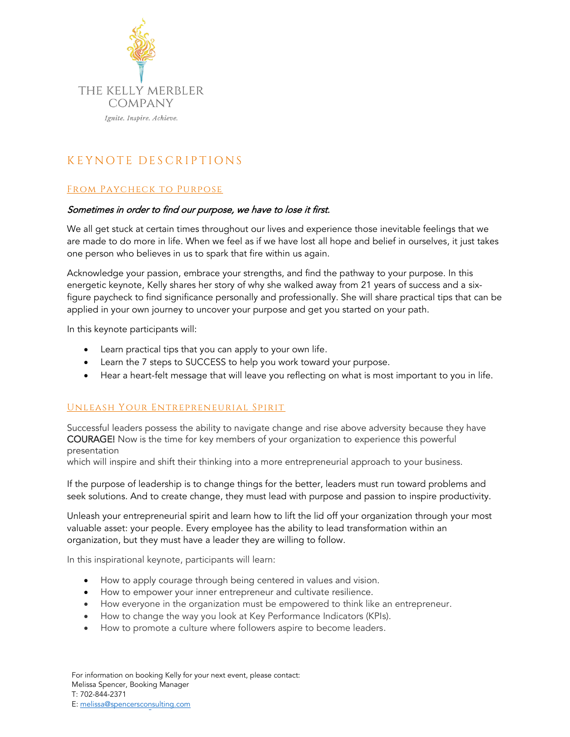THE KELLY MERBLER COMPANY

*Ignite. Inspire. Achieve.*

# KEYNOTE DESCRIPTIONS

## From Paycheck to Purpose

***Sometimes in order to find our purpose, we have to lose it first.***

We all get stuck at certain times throughout our lives and experience those inevitable feelings that we are made to do more in life. When we feel as if we have lost all hope and belief in ourselves, it just takes one person who believes in us to spark that fire within us again.

Acknowledge your passion, embrace your strengths, and find the pathway to your purpose. In this energetic keynote, Kelly shares her story of why she walked away from 21 years of success and a six-figure paycheck to find significance personally and professionally. She will share practical tips that can be applied in your own journey to uncover your purpose and get you started on your path.

In this keynote participants will:

- Learn practical tips that you can apply to your own life.
- Learn the 7 steps to SUCCESS to help you work toward your purpose.
- Hear a heart-felt message that will leave you reflecting on what is most important to you in life.

## Unleash Your Entrepreneurial Spirit

Successful leaders possess the ability to navigate change and rise above adversity because they have COURAGE! Now is the time for key members of your organization to experience this powerful presentation which will inspire and shift their thinking into a more entrepreneurial approach to your business.

If the purpose of leadership is to change things for the better, leaders must run toward problems and seek solutions. And to create change, they must lead with purpose and passion to inspire productivity.

Unleash your entrepreneurial spirit and learn how to lift the lid off your organization through your most valuable asset: your people. Every employee has the ability to lead transformation within an organization, but they must have a leader they are willing to follow.

In this inspirational keynote, participants will learn:

- How to apply courage through being centered in values and vision.
- How to empower your inner entrepreneur and cultivate resilience.
- How everyone in the organization must be empowered to think like an entrepreneur.
- How to change the way you look at Key Performance Indicators (KPIs).
- How to promote a culture where followers aspire to become leaders.

For information on booking Kelly for your next event, please contact:
Melissa Spencer, Booking Manager
T: 702-844-2371
E: melissa@spencersconsulting.com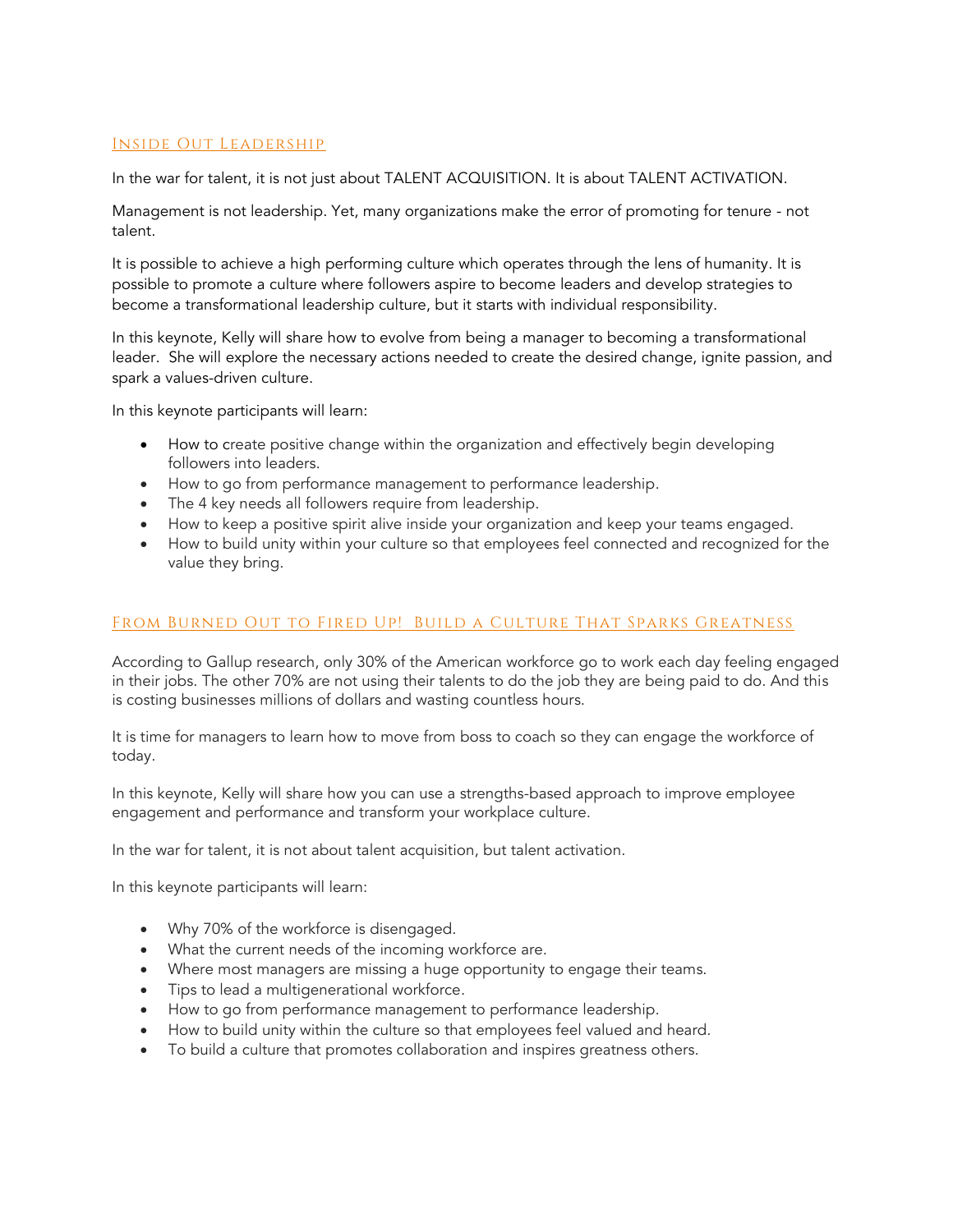## Inside Out Leadership

In the war for talent, it is not just about TALENT ACQUISITION. It is about TALENT ACTIVATION.

Management is not leadership. Yet, many organizations make the error of promoting for tenure - not talent.

It is possible to achieve a high performing culture which operates through the lens of humanity. It is possible to promote a culture where followers aspire to become leaders and develop strategies to become a transformational leadership culture, but it starts with individual responsibility.

In this keynote, Kelly will share how to evolve from being a manager to becoming a transformational leader. She will explore the necessary actions needed to create the desired change, ignite passion, and spark a values-driven culture.

In this keynote participants will learn:

- How to create positive change within the organization and effectively begin developing followers into leaders.
- How to go from performance management to performance leadership.
- The 4 key needs all followers require from leadership.
- How to keep a positive spirit alive inside your organization and keep your teams engaged.
- How to build unity within your culture so that employees feel connected and recognized for the value they bring.

## From Burned Out to Fired Up! Build a Culture That Sparks Greatness

According to Gallup research, only 30% of the American workforce go to work each day feeling engaged in their jobs. The other 70% are not using their talents to do the job they are being paid to do. And this is costing businesses millions of dollars and wasting countless hours.

It is time for managers to learn how to move from boss to coach so they can engage the workforce of today.

In this keynote, Kelly will share how you can use a strengths-based approach to improve employee engagement and performance and transform your workplace culture.

In the war for talent, it is not about talent acquisition, but talent activation.

In this keynote participants will learn:

- Why 70% of the workforce is disengaged.
- What the current needs of the incoming workforce are.
- Where most managers are missing a huge opportunity to engage their teams.
- Tips to lead a multigenerational workforce.
- How to go from performance management to performance leadership.
- How to build unity within the culture so that employees feel valued and heard.
- To build a culture that promotes collaboration and inspires greatness others.